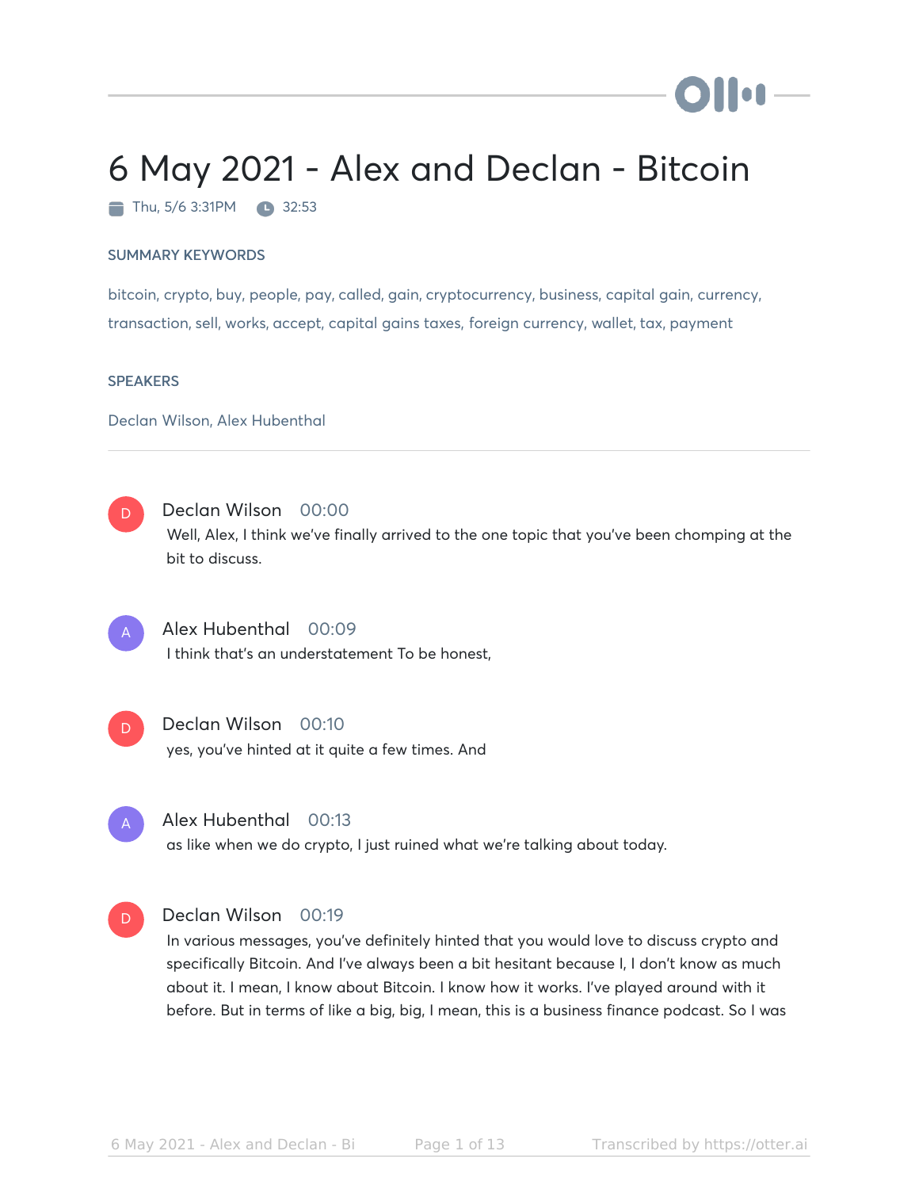# 6 May 2021 - Alex and Declan - Bitcoin

Thu, 5/6 3:31PM · 32:53

## SUMMARY KEYWORDS

bitcoin, crypto, buy, people, pay, called, gain, cryptocurrency, business, capital gain, currency, transaction, sell, works, accept, capital gains taxes, foreign currency, wallet, tax, payment

## SPEAKERS

Declan Wilson, Alex Hubenthal

---

**Declan Wilson** 00:00
Well, Alex, I think we've finally arrived to the one topic that you've been chomping at the bit to discuss.

**Alex Hubenthal** 00:09
I think that's an understatement To be honest,

**Declan Wilson** 00:10
yes, you've hinted at it quite a few times. And

**Alex Hubenthal** 00:13
as like when we do crypto, I just ruined what we're talking about today.

**Declan Wilson** 00:19
In various messages, you've definitely hinted that you would love to discuss crypto and specifically Bitcoin. And I've always been a bit hesitant because I, I don't know as much about it. I mean, I know about Bitcoin. I know how it works. I've played around with it before. But in terms of like a big, big, I mean, this is a business finance podcast. So I was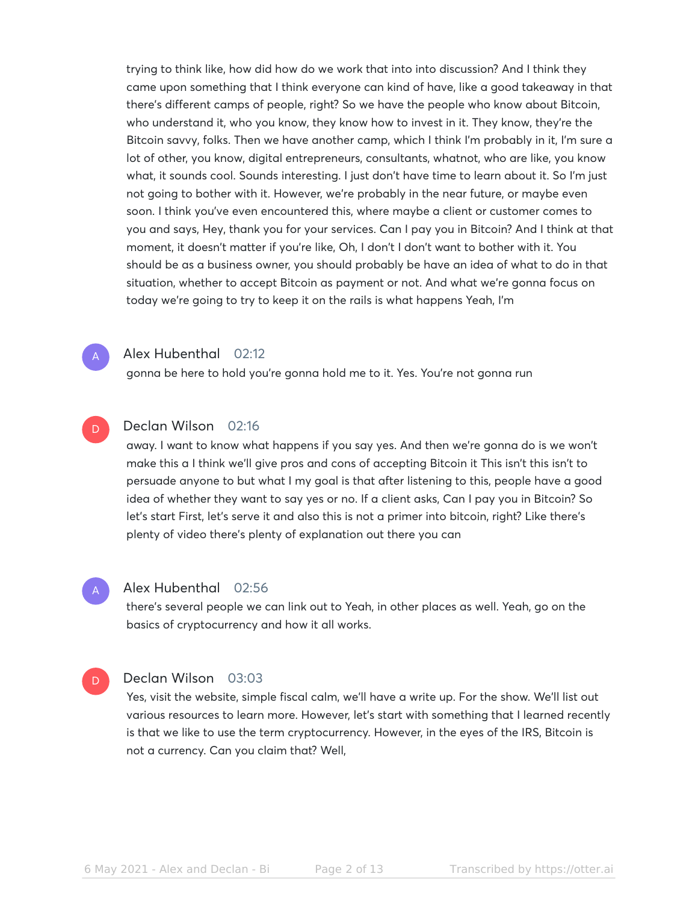trying to think like, how did how do we work that into into discussion? And I think they came upon something that I think everyone can kind of have, like a good takeaway in that there's different camps of people, right? So we have the people who know about Bitcoin, who understand it, who you know, they know how to invest in it. They know, they're the Bitcoin savvy, folks. Then we have another camp, which I think I'm probably in it, I'm sure a lot of other, you know, digital entrepreneurs, consultants, whatnot, who are like, you know what, it sounds cool. Sounds interesting. I just don't have time to learn about it. So I'm just not going to bother with it. However, we're probably in the near future, or maybe even soon. I think you've even encountered this, where maybe a client or customer comes to you and says, Hey, thank you for your services. Can I pay you in Bitcoin? And I think at that moment, it doesn't matter if you're like, Oh, I don't I don't want to bother with it. You should be as a business owner, you should probably be have an idea of what to do in that situation, whether to accept Bitcoin as payment or not. And what we're gonna focus on today we're going to try to keep it on the rails is what happens Yeah, I'm

**Alex Hubenthal** 02:12

gonna be here to hold you're gonna hold me to it. Yes. You're not gonna run

**Declan Wilson** 02:16

away. I want to know what happens if you say yes. And then we're gonna do is we won't make this a I think we'll give pros and cons of accepting Bitcoin it This isn't this isn't to persuade anyone to but what I my goal is that after listening to this, people have a good idea of whether they want to say yes or no. If a client asks, Can I pay you in Bitcoin? So let's start First, let's serve it and also this is not a primer into bitcoin, right? Like there's plenty of video there's plenty of explanation out there you can

**Alex Hubenthal** 02:56

there's several people we can link out to Yeah, in other places as well. Yeah, go on the basics of cryptocurrency and how it all works.

**Declan Wilson** 03:03

Yes, visit the website, simple fiscal calm, we'll have a write up. For the show. We'll list out various resources to learn more. However, let's start with something that I learned recently is that we like to use the term cryptocurrency. However, in the eyes of the IRS, Bitcoin is not a currency. Can you claim that? Well,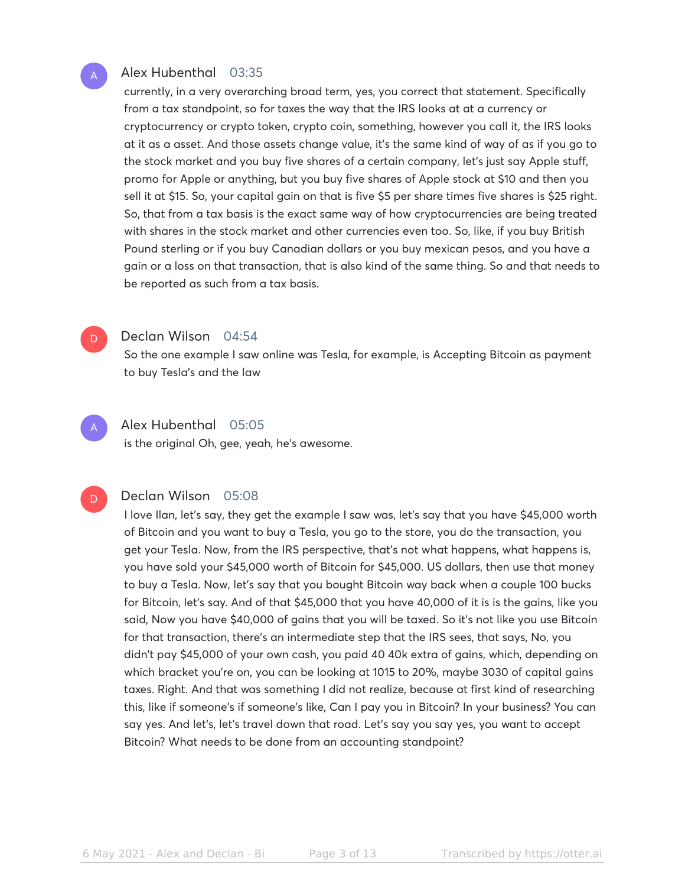**Alex Hubenthal** 03:35

currently, in a very overarching broad term, yes, you correct that statement. Specifically from a tax standpoint, so for taxes the way that the IRS looks at at a currency or cryptocurrency or crypto token, crypto coin, something, however you call it, the IRS looks at it as a asset. And those assets change value, it's the same kind of way of as if you go to the stock market and you buy five shares of a certain company, let's just say Apple stuff, promo for Apple or anything, but you buy five shares of Apple stock at $10 and then you sell it at $15. So, your capital gain on that is five $5 per share times five shares is $25 right. So, that from a tax basis is the exact same way of how cryptocurrencies are being treated with shares in the stock market and other currencies even too. So, like, if you buy British Pound sterling or if you buy Canadian dollars or you buy mexican pesos, and you have a gain or a loss on that transaction, that is also kind of the same thing. So and that needs to be reported as such from a tax basis.

**Declan Wilson** 04:54

So the one example I saw online was Tesla, for example, is Accepting Bitcoin as payment to buy Tesla's and the law

**Alex Hubenthal** 05:05

is the original Oh, gee, yeah, he's awesome.

**Declan Wilson** 05:08

I love Ilan, let's say, they get the example I saw was, let's say that you have $45,000 worth of Bitcoin and you want to buy a Tesla, you go to the store, you do the transaction, you get your Tesla. Now, from the IRS perspective, that's not what happens, what happens is, you have sold your $45,000 worth of Bitcoin for $45,000. US dollars, then use that money to buy a Tesla. Now, let's say that you bought Bitcoin way back when a couple 100 bucks for Bitcoin, let's say. And of that $45,000 that you have 40,000 of it is is the gains, like you said, Now you have $40,000 of gains that you will be taxed. So it's not like you use Bitcoin for that transaction, there's an intermediate step that the IRS sees, that says, No, you didn't pay $45,000 of your own cash, you paid 40 40k extra of gains, which, depending on which bracket you're on, you can be looking at 1015 to 20%, maybe 3030 of capital gains taxes. Right. And that was something I did not realize, because at first kind of researching this, like if someone's if someone's like, Can I pay you in Bitcoin? In your business? You can say yes. And let's, let's travel down that road. Let's say you say yes, you want to accept Bitcoin? What needs to be done from an accounting standpoint?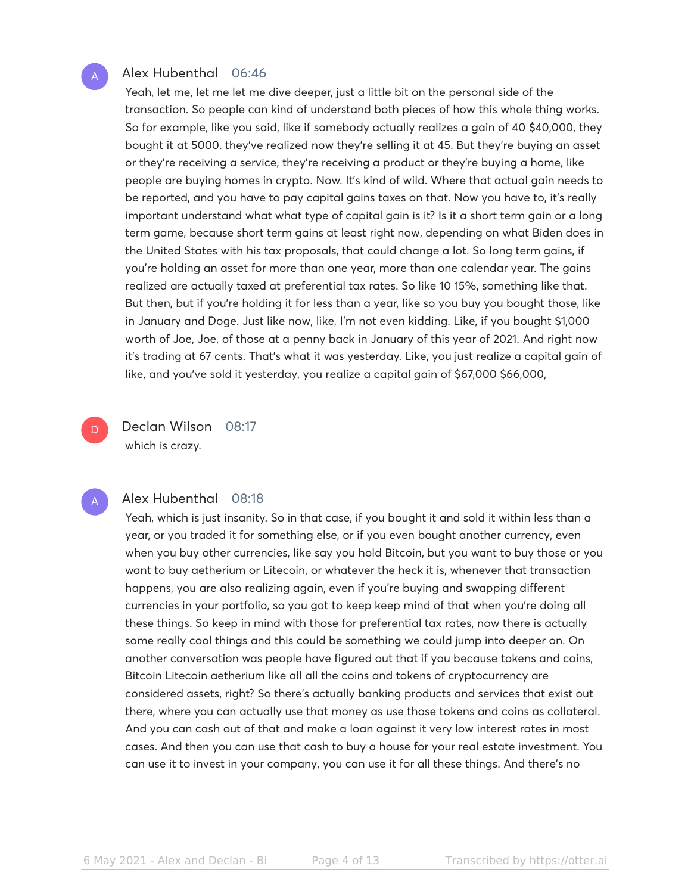**Alex Hubenthal** 06:46

Yeah, let me, let me let me dive deeper, just a little bit on the personal side of the transaction. So people can kind of understand both pieces of how this whole thing works. So for example, like you said, like if somebody actually realizes a gain of 40 $40,000, they bought it at 5000. they've realized now they're selling it at 45. But they're buying an asset or they're receiving a service, they're receiving a product or they're buying a home, like people are buying homes in crypto. Now. It's kind of wild. Where that actual gain needs to be reported, and you have to pay capital gains taxes on that. Now you have to, it's really important understand what what type of capital gain is it? Is it a short term gain or a long term game, because short term gains at least right now, depending on what Biden does in the United States with his tax proposals, that could change a lot. So long term gains, if you're holding an asset for more than one year, more than one calendar year. The gains realized are actually taxed at preferential tax rates. So like 10 15%, something like that. But then, but if you're holding it for less than a year, like so you buy you bought those, like in January and Doge. Just like now, like, I'm not even kidding. Like, if you bought $1,000 worth of Joe, Joe, of those at a penny back in January of this year of 2021. And right now it's trading at 67 cents. That's what it was yesterday. Like, you just realize a capital gain of like, and you've sold it yesterday, you realize a capital gain of $67,000 $66,000,

**Declan Wilson** 08:17

which is crazy.

**Alex Hubenthal** 08:18

Yeah, which is just insanity. So in that case, if you bought it and sold it within less than a year, or you traded it for something else, or if you even bought another currency, even when you buy other currencies, like say you hold Bitcoin, but you want to buy those or you want to buy aetherium or Litecoin, or whatever the heck it is, whenever that transaction happens, you are also realizing again, even if you're buying and swapping different currencies in your portfolio, so you got to keep keep mind of that when you're doing all these things. So keep in mind with those for preferential tax rates, now there is actually some really cool things and this could be something we could jump into deeper on. On another conversation was people have figured out that if you because tokens and coins, Bitcoin Litecoin aetherium like all all the coins and tokens of cryptocurrency are considered assets, right? So there's actually banking products and services that exist out there, where you can actually use that money as use those tokens and coins as collateral. And you can cash out of that and make a loan against it very low interest rates in most cases. And then you can use that cash to buy a house for your real estate investment. You can use it to invest in your company, you can use it for all these things. And there's no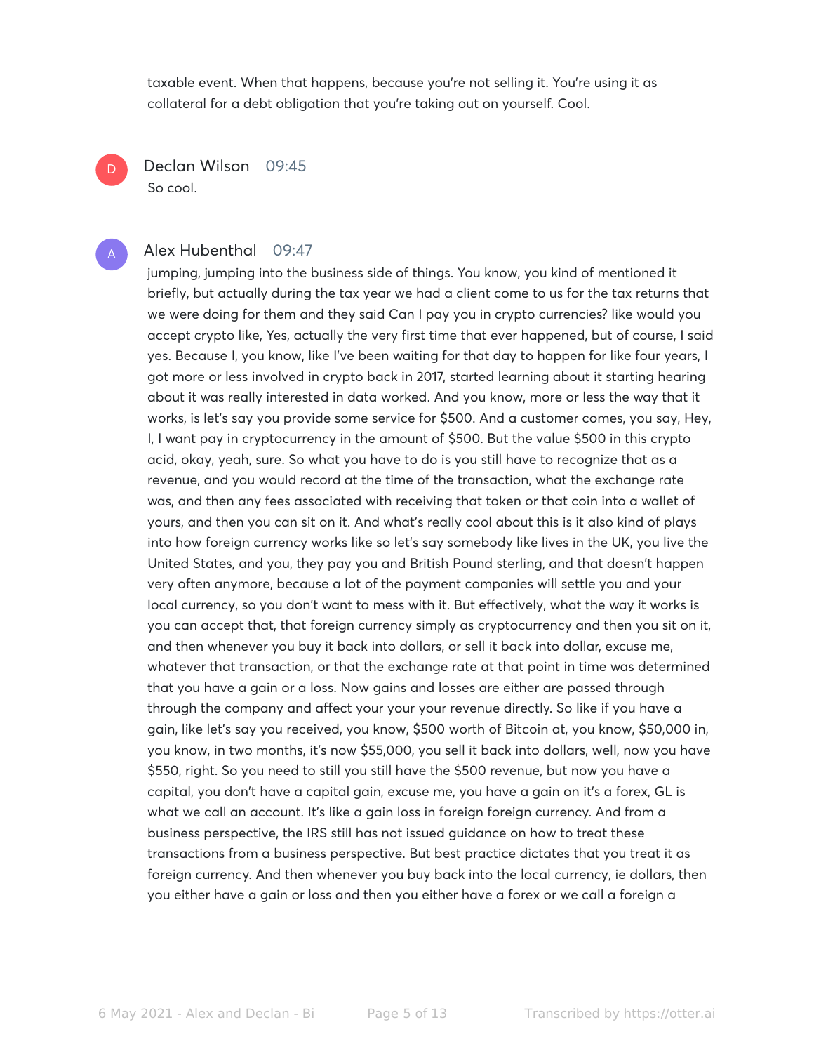taxable event. When that happens, because you're not selling it. You're using it as collateral for a debt obligation that you're taking out on yourself. Cool.

**Declan Wilson** 09:45

So cool.

**Alex Hubenthal** 09:47

jumping, jumping into the business side of things. You know, you kind of mentioned it briefly, but actually during the tax year we had a client come to us for the tax returns that we were doing for them and they said Can I pay you in crypto currencies? like would you accept crypto like, Yes, actually the very first time that ever happened, but of course, I said yes. Because I, you know, like I've been waiting for that day to happen for like four years, I got more or less involved in crypto back in 2017, started learning about it starting hearing about it was really interested in data worked. And you know, more or less the way that it works, is let's say you provide some service for $500. And a customer comes, you say, Hey, I, I want pay in cryptocurrency in the amount of $500. But the value $500 in this crypto acid, okay, yeah, sure. So what you have to do is you still have to recognize that as a revenue, and you would record at the time of the transaction, what the exchange rate was, and then any fees associated with receiving that token or that coin into a wallet of yours, and then you can sit on it. And what's really cool about this is it also kind of plays into how foreign currency works like so let's say somebody like lives in the UK, you live the United States, and you, they pay you and British Pound sterling, and that doesn't happen very often anymore, because a lot of the payment companies will settle you and your local currency, so you don't want to mess with it. But effectively, what the way it works is you can accept that, that foreign currency simply as cryptocurrency and then you sit on it, and then whenever you buy it back into dollars, or sell it back into dollar, excuse me, whatever that transaction, or that the exchange rate at that point in time was determined that you have a gain or a loss. Now gains and losses are either are passed through through the company and affect your your your revenue directly. So like if you have a gain, like let's say you received, you know, $500 worth of Bitcoin at, you know, $50,000 in, you know, in two months, it's now $55,000, you sell it back into dollars, well, now you have $550, right. So you need to still you still have the $500 revenue, but now you have a capital, you don't have a capital gain, excuse me, you have a gain on it's a forex, GL is what we call an account. It's like a gain loss in foreign foreign currency. And from a business perspective, the IRS still has not issued guidance on how to treat these transactions from a business perspective. But best practice dictates that you treat it as foreign currency. And then whenever you buy back into the local currency, ie dollars, then you either have a gain or loss and then you either have a forex or we call a foreign a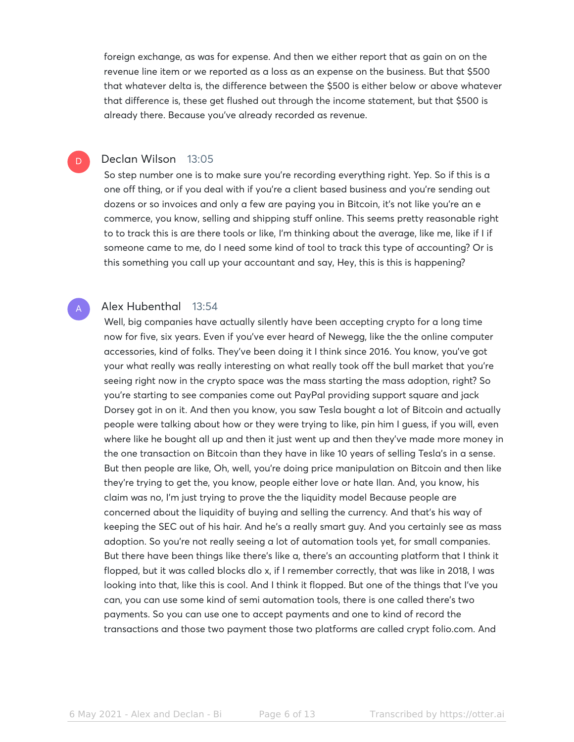foreign exchange, as was for expense. And then we either report that as gain on on the revenue line item or we reported as a loss as an expense on the business. But that $500 that whatever delta is, the difference between the $500 is either below or above whatever that difference is, these get flushed out through the income statement, but that $500 is already there. Because you've already recorded as revenue.

**Declan Wilson** 13:05

So step number one is to make sure you're recording everything right. Yep. So if this is a one off thing, or if you deal with if you're a client based business and you're sending out dozens or so invoices and only a few are paying you in Bitcoin, it's not like you're an e commerce, you know, selling and shipping stuff online. This seems pretty reasonable right to to track this is are there tools or like, I'm thinking about the average, like me, like if I if someone came to me, do I need some kind of tool to track this type of accounting? Or is this something you call up your accountant and say, Hey, this is this is happening?

**Alex Hubenthal** 13:54

Well, big companies have actually silently have been accepting crypto for a long time now for five, six years. Even if you've ever heard of Newegg, like the the online computer accessories, kind of folks. They've been doing it I think since 2016. You know, you've got your what really was really interesting on what really took off the bull market that you're seeing right now in the crypto space was the mass starting the mass adoption, right? So you're starting to see companies come out PayPal providing support square and jack Dorsey got in on it. And then you know, you saw Tesla bought a lot of Bitcoin and actually people were talking about how or they were trying to like, pin him I guess, if you will, even where like he bought all up and then it just went up and then they've made more money in the one transaction on Bitcoin than they have in like 10 years of selling Tesla's in a sense. But then people are like, Oh, well, you're doing price manipulation on Bitcoin and then like they're trying to get the, you know, people either love or hate Ilan. And, you know, his claim was no, I'm just trying to prove the the liquidity model Because people are concerned about the liquidity of buying and selling the currency. And that's his way of keeping the SEC out of his hair. And he's a really smart guy. And you certainly see as mass adoption. So you're not really seeing a lot of automation tools yet, for small companies. But there have been things like there's like a, there's an accounting platform that I think it flopped, but it was called blocks dlo x, if I remember correctly, that was like in 2018, I was looking into that, like this is cool. And I think it flopped. But one of the things that I've you can, you can use some kind of semi automation tools, there is one called there's two payments. So you can use one to accept payments and one to kind of record the transactions and those two payment those two platforms are called crypt folio.com. And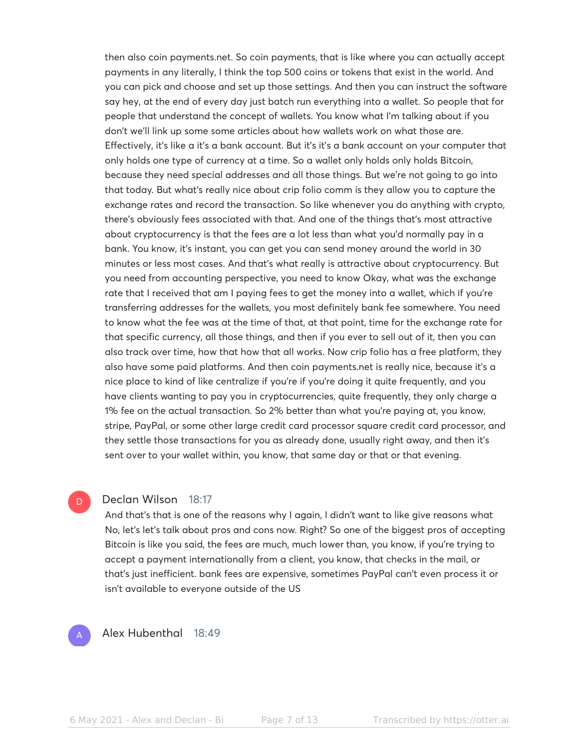then also coin payments.net. So coin payments, that is like where you can actually accept payments in any literally, I think the top 500 coins or tokens that exist in the world. And you can pick and choose and set up those settings. And then you can instruct the software say hey, at the end of every day just batch run everything into a wallet. So people that for people that understand the concept of wallets. You know what I'm talking about if you don't we'll link up some some articles about how wallets work on what those are. Effectively, it's like a it's a bank account. But it's it's a bank account on your computer that only holds one type of currency at a time. So a wallet only holds only holds Bitcoin, because they need special addresses and all those things. But we're not going to go into that today. But what's really nice about crip folio comm is they allow you to capture the exchange rates and record the transaction. So like whenever you do anything with crypto, there's obviously fees associated with that. And one of the things that's most attractive about cryptocurrency is that the fees are a lot less than what you'd normally pay in a bank. You know, it's instant, you can get you can send money around the world in 30 minutes or less most cases. And that's what really is attractive about cryptocurrency. But you need from accounting perspective, you need to know Okay, what was the exchange rate that I received that am I paying fees to get the money into a wallet, which if you're transferring addresses for the wallets, you most definitely bank fee somewhere. You need to know what the fee was at the time of that, at that point, time for the exchange rate for that specific currency, all those things, and then if you ever to sell out of it, then you can also track over time, how that how that all works. Now crip folio has a free platform, they also have some paid platforms. And then coin payments.net is really nice, because it's a nice place to kind of like centralize if you're if you're doing it quite frequently, and you have clients wanting to pay you in cryptocurrencies, quite frequently, they only charge a 1% fee on the actual transaction. So 2% better than what you're paying at, you know, stripe, PayPal, or some other large credit card processor square credit card processor, and they settle those transactions for you as already done, usually right away, and then it's sent over to your wallet within, you know, that same day or that or that evening.

**Declan Wilson** 18:17

And that's that is one of the reasons why I again, I didn't want to like give reasons what No, let's let's talk about pros and cons now. Right? So one of the biggest pros of accepting Bitcoin is like you said, the fees are much, much lower than, you know, if you're trying to accept a payment internationally from a client, you know, that checks in the mail, or that's just inefficient. bank fees are expensive, sometimes PayPal can't even process it or isn't available to everyone outside of the US

**Alex Hubenthal** 18:49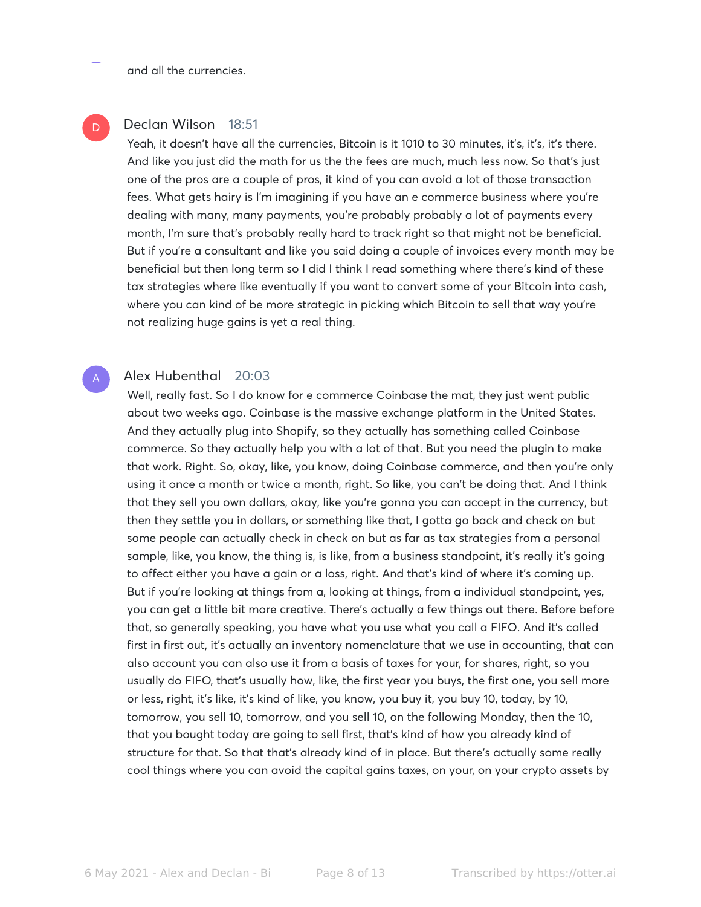and all the currencies.

**Declan Wilson** 18:51

Yeah, it doesn't have all the currencies, Bitcoin is it 1010 to 30 minutes, it's, it's, it's there. And like you just did the math for us the the fees are much, much less now. So that's just one of the pros are a couple of pros, it kind of you can avoid a lot of those transaction fees. What gets hairy is I'm imagining if you have an e commerce business where you're dealing with many, many payments, you're probably probably a lot of payments every month, I'm sure that's probably really hard to track right so that might not be beneficial. But if you're a consultant and like you said doing a couple of invoices every month may be beneficial but then long term so I did I think I read something where there's kind of these tax strategies where like eventually if you want to convert some of your Bitcoin into cash, where you can kind of be more strategic in picking which Bitcoin to sell that way you're not realizing huge gains is yet a real thing.

**Alex Hubenthal** 20:03

Well, really fast. So I do know for e commerce Coinbase the mat, they just went public about two weeks ago. Coinbase is the massive exchange platform in the United States. And they actually plug into Shopify, so they actually has something called Coinbase commerce. So they actually help you with a lot of that. But you need the plugin to make that work. Right. So, okay, like, you know, doing Coinbase commerce, and then you're only using it once a month or twice a month, right. So like, you can't be doing that. And I think that they sell you own dollars, okay, like you're gonna you can accept in the currency, but then they settle you in dollars, or something like that, I gotta go back and check on but some people can actually check in check on but as far as tax strategies from a personal sample, like, you know, the thing is, is like, from a business standpoint, it's really it's going to affect either you have a gain or a loss, right. And that's kind of where it's coming up. But if you're looking at things from a, looking at things, from a individual standpoint, yes, you can get a little bit more creative. There's actually a few things out there. Before before that, so generally speaking, you have what you use what you call a FIFO. And it's called first in first out, it's actually an inventory nomenclature that we use in accounting, that can also account you can also use it from a basis of taxes for your, for shares, right, so you usually do FIFO, that's usually how, like, the first year you buys, the first one, you sell more or less, right, it's like, it's kind of like, you know, you buy it, you buy 10, today, by 10, tomorrow, you sell 10, tomorrow, and you sell 10, on the following Monday, then the 10, that you bought today are going to sell first, that's kind of how you already kind of structure for that. So that that's already kind of in place. But there's actually some really cool things where you can avoid the capital gains taxes, on your, on your crypto assets by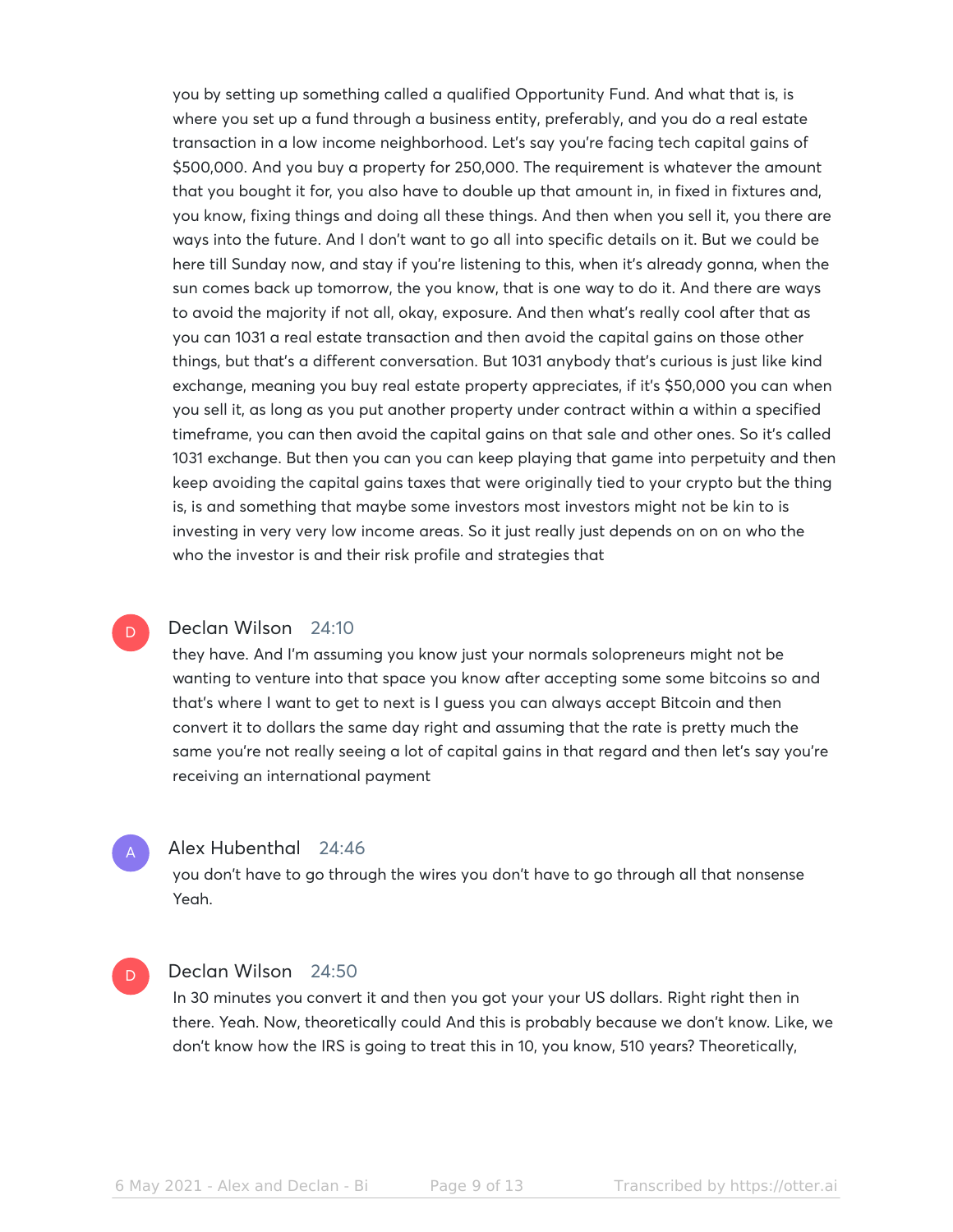you by setting up something called a qualified Opportunity Fund. And what that is, is where you set up a fund through a business entity, preferably, and you do a real estate transaction in a low income neighborhood. Let's say you're facing tech capital gains of $500,000. And you buy a property for 250,000. The requirement is whatever the amount that you bought it for, you also have to double up that amount in, in fixed in fixtures and, you know, fixing things and doing all these things. And then when you sell it, you there are ways into the future. And I don't want to go all into specific details on it. But we could be here till Sunday now, and stay if you're listening to this, when it's already gonna, when the sun comes back up tomorrow, the you know, that is one way to do it. And there are ways to avoid the majority if not all, okay, exposure. And then what's really cool after that as you can 1031 a real estate transaction and then avoid the capital gains on those other things, but that's a different conversation. But 1031 anybody that's curious is just like kind exchange, meaning you buy real estate property appreciates, if it's $50,000 you can when you sell it, as long as you put another property under contract within a within a specified timeframe, you can then avoid the capital gains on that sale and other ones. So it's called 1031 exchange. But then you can you can keep playing that game into perpetuity and then keep avoiding the capital gains taxes that were originally tied to your crypto but the thing is, is and something that maybe some investors most investors might not be kin to is investing in very very low income areas. So it just really just depends on on on who the who the investor is and their risk profile and strategies that

**Declan Wilson** 24:10

they have. And I'm assuming you know just your normals solopreneurs might not be wanting to venture into that space you know after accepting some some bitcoins so and that's where I want to get to next is I guess you can always accept Bitcoin and then convert it to dollars the same day right and assuming that the rate is pretty much the same you're not really seeing a lot of capital gains in that regard and then let's say you're receiving an international payment

**Alex Hubenthal** 24:46

you don't have to go through the wires you don't have to go through all that nonsense Yeah.

**Declan Wilson** 24:50

In 30 minutes you convert it and then you got your your US dollars. Right right then in there. Yeah. Now, theoretically could And this is probably because we don't know. Like, we don't know how the IRS is going to treat this in 10, you know, 510 years? Theoretically,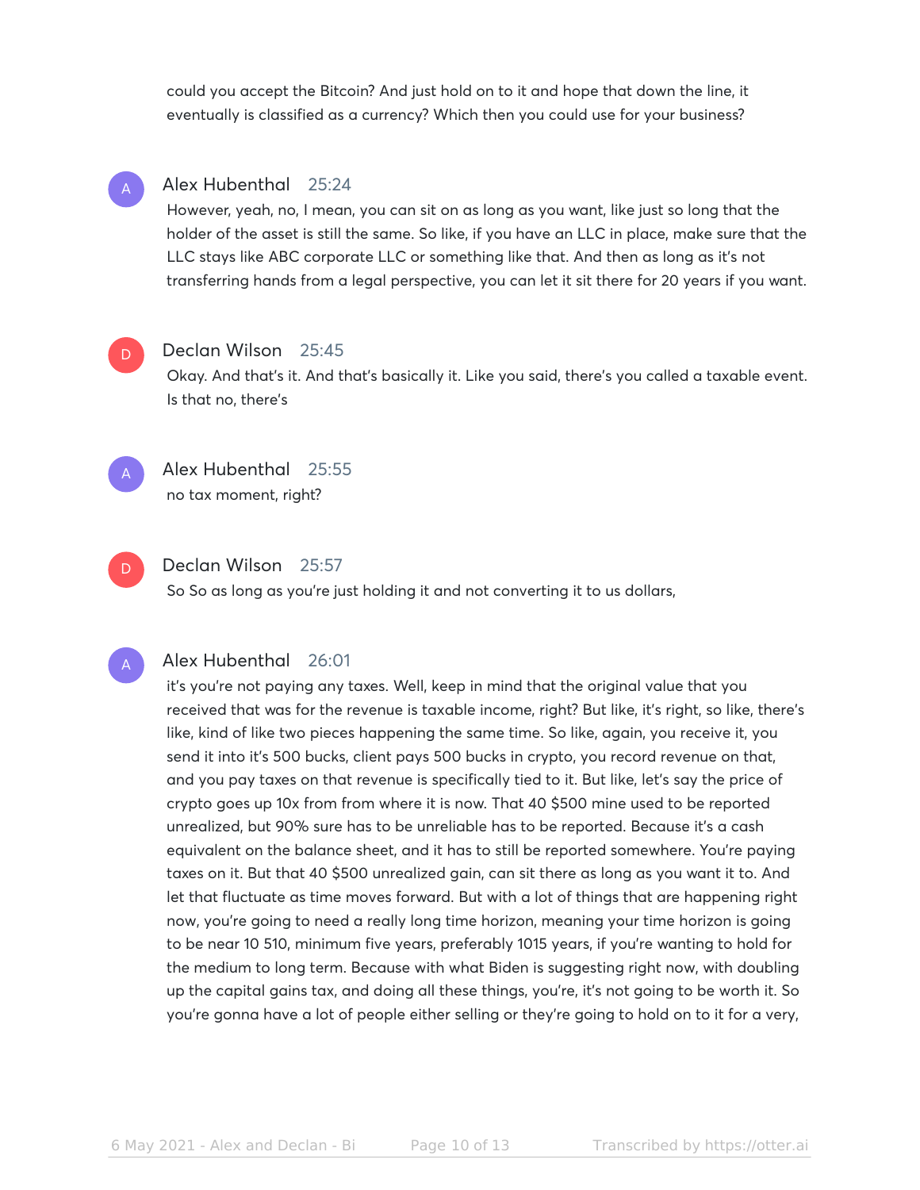could you accept the Bitcoin? And just hold on to it and hope that down the line, it eventually is classified as a currency? Which then you could use for your business?

**Alex Hubenthal** 25:24
However, yeah, no, I mean, you can sit on as long as you want, like just so long that the holder of the asset is still the same. So like, if you have an LLC in place, make sure that the LLC stays like ABC corporate LLC or something like that. And then as long as it's not transferring hands from a legal perspective, you can let it sit there for 20 years if you want.

**Declan Wilson** 25:45
Okay. And that's it. And that's basically it. Like you said, there's you called a taxable event. Is that no, there's

**Alex Hubenthal** 25:55
no tax moment, right?

**Declan Wilson** 25:57
So So as long as you're just holding it and not converting it to us dollars,

**Alex Hubenthal** 26:01
it's you're not paying any taxes. Well, keep in mind that the original value that you received that was for the revenue is taxable income, right? But like, it's right, so like, there's like, kind of like two pieces happening the same time. So like, again, you receive it, you send it into it's 500 bucks, client pays 500 bucks in crypto, you record revenue on that, and you pay taxes on that revenue is specifically tied to it. But like, let's say the price of crypto goes up 10x from from where it is now. That 40 $500 mine used to be reported unrealized, but 90% sure has to be unreliable has to be reported. Because it's a cash equivalent on the balance sheet, and it has to still be reported somewhere. You're paying taxes on it. But that 40 $500 unrealized gain, can sit there as long as you want it to. And let that fluctuate as time moves forward. But with a lot of things that are happening right now, you're going to need a really long time horizon, meaning your time horizon is going to be near 10 510, minimum five years, preferably 1015 years, if you're wanting to hold for the medium to long term. Because with what Biden is suggesting right now, with doubling up the capital gains tax, and doing all these things, you're, it's not going to be worth it. So you're gonna have a lot of people either selling or they're going to hold on to it for a very,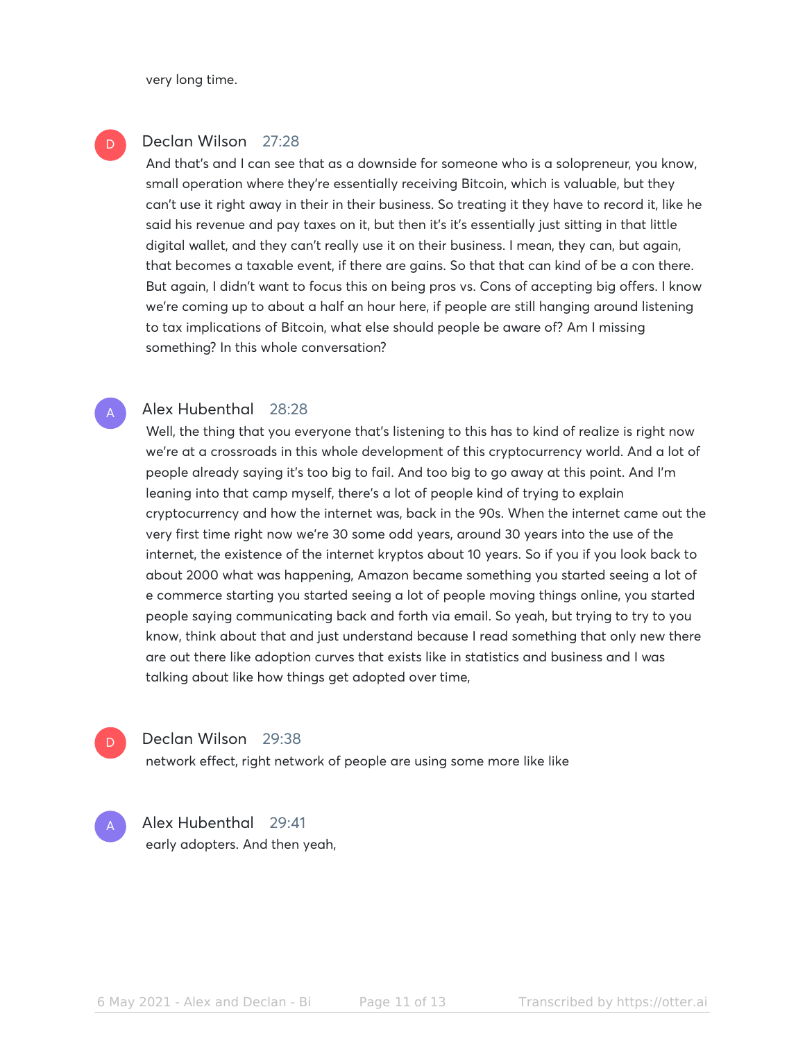very long time.

**Declan Wilson** 27:28

And that's and I can see that as a downside for someone who is a solopreneur, you know, small operation where they're essentially receiving Bitcoin, which is valuable, but they can't use it right away in their in their business. So treating it they have to record it, like he said his revenue and pay taxes on it, but then it's it's essentially just sitting in that little digital wallet, and they can't really use it on their business. I mean, they can, but again, that becomes a taxable event, if there are gains. So that that can kind of be a con there. But again, I didn't want to focus this on being pros vs. Cons of accepting big offers. I know we're coming up to about a half an hour here, if people are still hanging around listening to tax implications of Bitcoin, what else should people be aware of? Am I missing something? In this whole conversation?

**Alex Hubenthal** 28:28

Well, the thing that you everyone that's listening to this has to kind of realize is right now we're at a crossroads in this whole development of this cryptocurrency world. And a lot of people already saying it's too big to fail. And too big to go away at this point. And I'm leaning into that camp myself, there's a lot of people kind of trying to explain cryptocurrency and how the internet was, back in the 90s. When the internet came out the very first time right now we're 30 some odd years, around 30 years into the use of the internet, the existence of the internet kryptos about 10 years. So if you if you look back to about 2000 what was happening, Amazon became something you started seeing a lot of e commerce starting you started seeing a lot of people moving things online, you started people saying communicating back and forth via email. So yeah, but trying to try to you know, think about that and just understand because I read something that only new there are out there like adoption curves that exists like in statistics and business and I was talking about like how things get adopted over time,

**Declan Wilson** 29:38

network effect, right network of people are using some more like like

**Alex Hubenthal** 29:41

early adopters. And then yeah,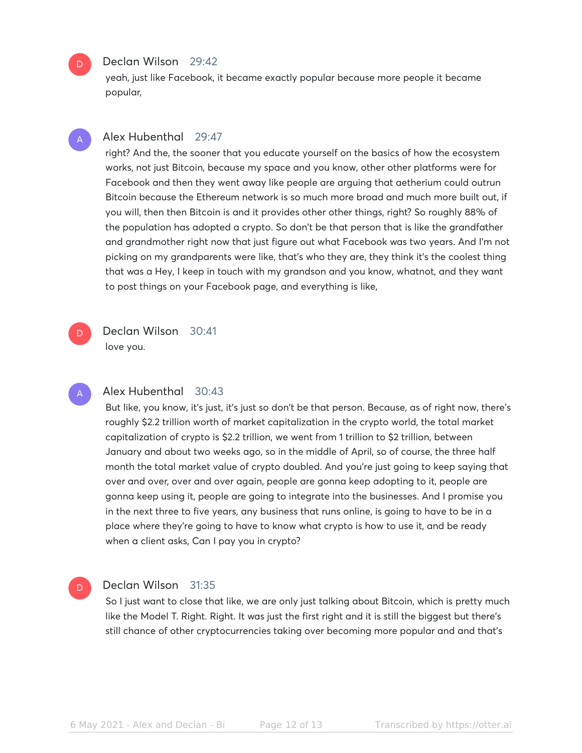**Declan Wilson** 29:42
yeah, just like Facebook, it became exactly popular because more people it became popular,

**Alex Hubenthal** 29:47
right? And the, the sooner that you educate yourself on the basics of how the ecosystem works, not just Bitcoin, because my space and you know, other other platforms were for Facebook and then they went away like people are arguing that aetherium could outrun Bitcoin because the Ethereum network is so much more broad and much more built out, if you will, then then Bitcoin is and it provides other other things, right? So roughly 88% of the population has adopted a crypto. So don't be that person that is like the grandfather and grandmother right now that just figure out what Facebook was two years. And I'm not picking on my grandparents were like, that's who they are, they think it's the coolest thing that was a Hey, I keep in touch with my grandson and you know, whatnot, and they want to post things on your Facebook page, and everything is like,

**Declan Wilson** 30:41
love you.

**Alex Hubenthal** 30:43
But like, you know, it's just, it's just so don't be that person. Because, as of right now, there's roughly $2.2 trillion worth of market capitalization in the crypto world, the total market capitalization of crypto is $2.2 trillion, we went from 1 trillion to $2 trillion, between January and about two weeks ago, so in the middle of April, so of course, the three half month the total market value of crypto doubled. And you're just going to keep saying that over and over, over and over again, people are gonna keep adopting to it, people are gonna keep using it, people are going to integrate into the businesses. And I promise you in the next three to five years, any business that runs online, is going to have to be in a place where they're going to have to know what crypto is how to use it, and be ready when a client asks, Can I pay you in crypto?

**Declan Wilson** 31:35
So I just want to close that like, we are only just talking about Bitcoin, which is pretty much like the Model T. Right. Right. It was just the first right and it is still the biggest but there's still chance of other cryptocurrencies taking over becoming more popular and and that's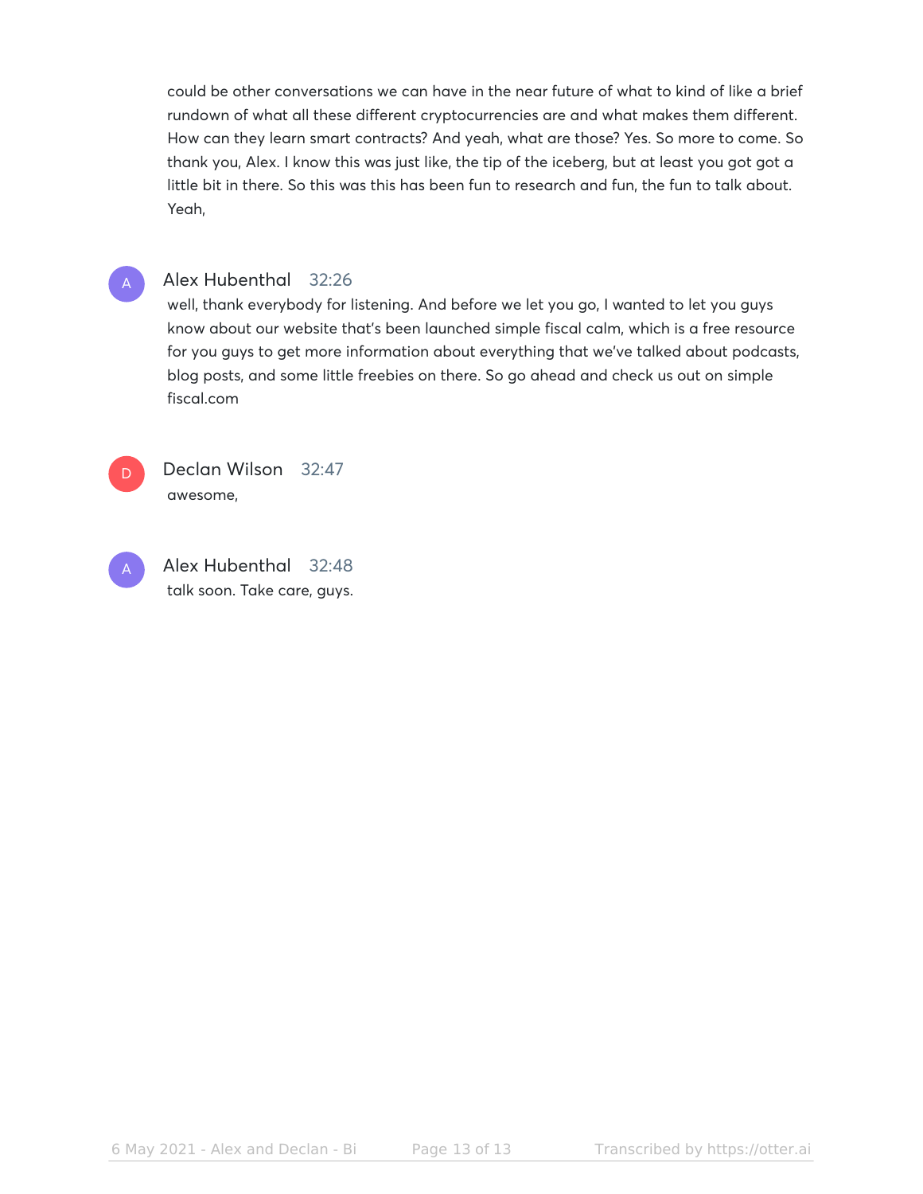could be other conversations we can have in the near future of what to kind of like a brief rundown of what all these different cryptocurrencies are and what makes them different. How can they learn smart contracts? And yeah, what are those? Yes. So more to come. So thank you, Alex. I know this was just like, the tip of the iceberg, but at least you got got a little bit in there. So this was this has been fun to research and fun, the fun to talk about. Yeah,

**Alex Hubenthal** 32:26

well, thank everybody for listening. And before we let you go, I wanted to let you guys know about our website that's been launched simple fiscal calm, which is a free resource for you guys to get more information about everything that we've talked about podcasts, blog posts, and some little freebies on there. So go ahead and check us out on simple fiscal.com

**Declan Wilson** 32:47

awesome,

**Alex Hubenthal** 32:48

talk soon. Take care, guys.